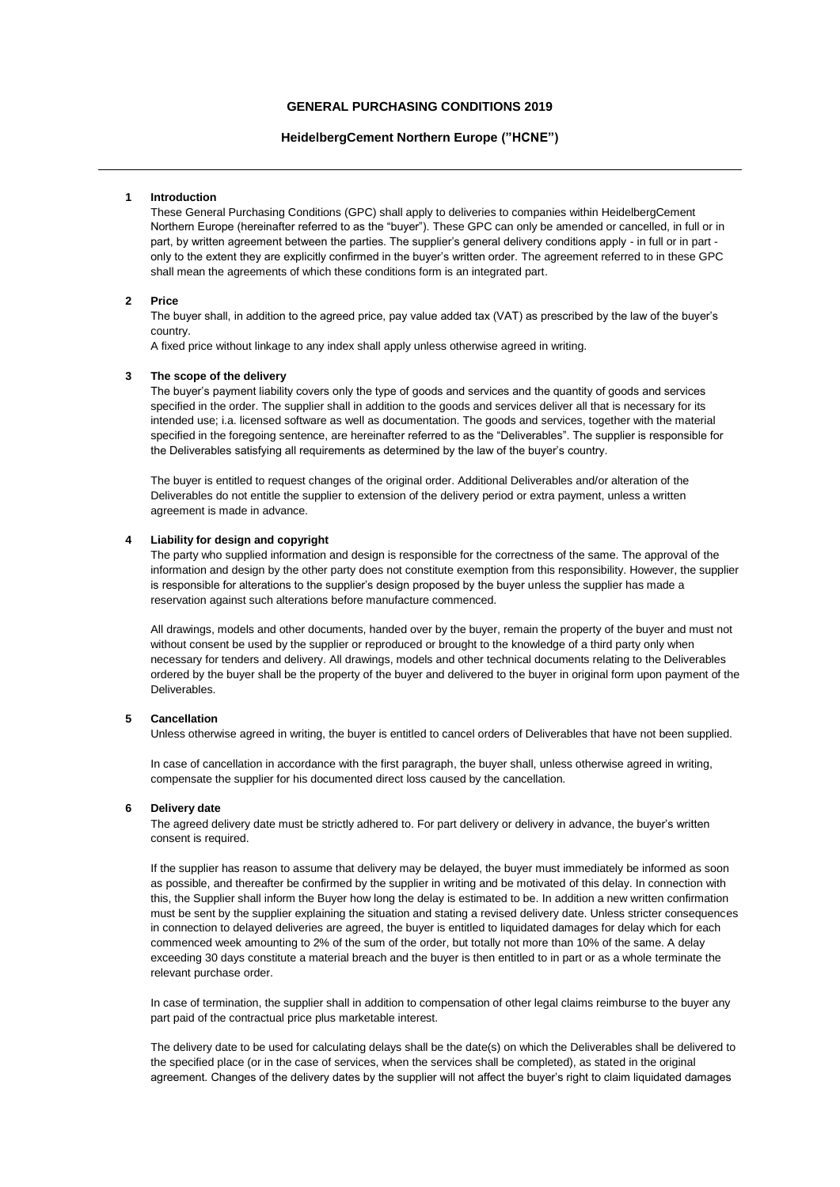# GENERAL PURCHASING CONDITIONS 2019

## HeidelbergCement Northern Europe (”HCNE”)

### 1 Introduction

These General Purchasing Conditions (GPC) shall apply to deliveries to companies within HeidelbergCement Northern Europe (hereinafter referred to as the “buyer”). These GPC can only be amended or cancelled, in full or in part, by written agreement between the parties. The supplier’s general delivery conditions apply - in full or in part - only to the extent they are explicitly confirmed in the buyer’s written order. The agreement referred to in these GPC shall mean the agreements of which these conditions form is an integrated part.

### 2 Price

The buyer shall, in addition to the agreed price, pay value added tax (VAT) as prescribed by the law of the buyer’s country.

A fixed price without linkage to any index shall apply unless otherwise agreed in writing.

### 3 The scope of the delivery

The buyer’s payment liability covers only the type of goods and services and the quantity of goods and services specified in the order. The supplier shall in addition to the goods and services deliver all that is necessary for its intended use; i.a. licensed software as well as documentation. The goods and services, together with the material specified in the foregoing sentence, are hereinafter referred to as the “Deliverables”. The supplier is responsible for the Deliverables satisfying all requirements as determined by the law of the buyer’s country.

The buyer is entitled to request changes of the original order. Additional Deliverables and/or alteration of the Deliverables do not entitle the supplier to extension of the delivery period or extra payment, unless a written agreement is made in advance.

### 4 Liability for design and copyright

The party who supplied information and design is responsible for the correctness of the same. The approval of the information and design by the other party does not constitute exemption from this responsibility. However, the supplier is responsible for alterations to the supplier’s design proposed by the buyer unless the supplier has made a reservation against such alterations before manufacture commenced.

All drawings, models and other documents, handed over by the buyer, remain the property of the buyer and must not without consent be used by the supplier or reproduced or brought to the knowledge of a third party only when necessary for tenders and delivery. All drawings, models and other technical documents relating to the Deliverables ordered by the buyer shall be the property of the buyer and delivered to the buyer in original form upon payment of the Deliverables.

### 5 Cancellation

Unless otherwise agreed in writing, the buyer is entitled to cancel orders of Deliverables that have not been supplied.

In case of cancellation in accordance with the first paragraph, the buyer shall, unless otherwise agreed in writing, compensate the supplier for his documented direct loss caused by the cancellation.

### 6 Delivery date

The agreed delivery date must be strictly adhered to. For part delivery or delivery in advance, the buyer’s written consent is required.

If the supplier has reason to assume that delivery may be delayed, the buyer must immediately be informed as soon as possible, and thereafter be confirmed by the supplier in writing and be motivated of this delay. In connection with this, the Supplier shall inform the Buyer how long the delay is estimated to be. In addition a new written confirmation must be sent by the supplier explaining the situation and stating a revised delivery date. Unless stricter consequences in connection to delayed deliveries are agreed, the buyer is entitled to liquidated damages for delay which for each commenced week amounting to 2% of the sum of the order, but totally not more than 10% of the same. A delay exceeding 30 days constitute a material breach and the buyer is then entitled to in part or as a whole terminate the relevant purchase order.

In case of termination, the supplier shall in addition to compensation of other legal claims reimburse to the buyer any part paid of the contractual price plus marketable interest.

The delivery date to be used for calculating delays shall be the date(s) on which the Deliverables shall be delivered to the specified place (or in the case of services, when the services shall be completed), as stated in the original agreement. Changes of the delivery dates by the supplier will not affect the buyer’s right to claim liquidated damages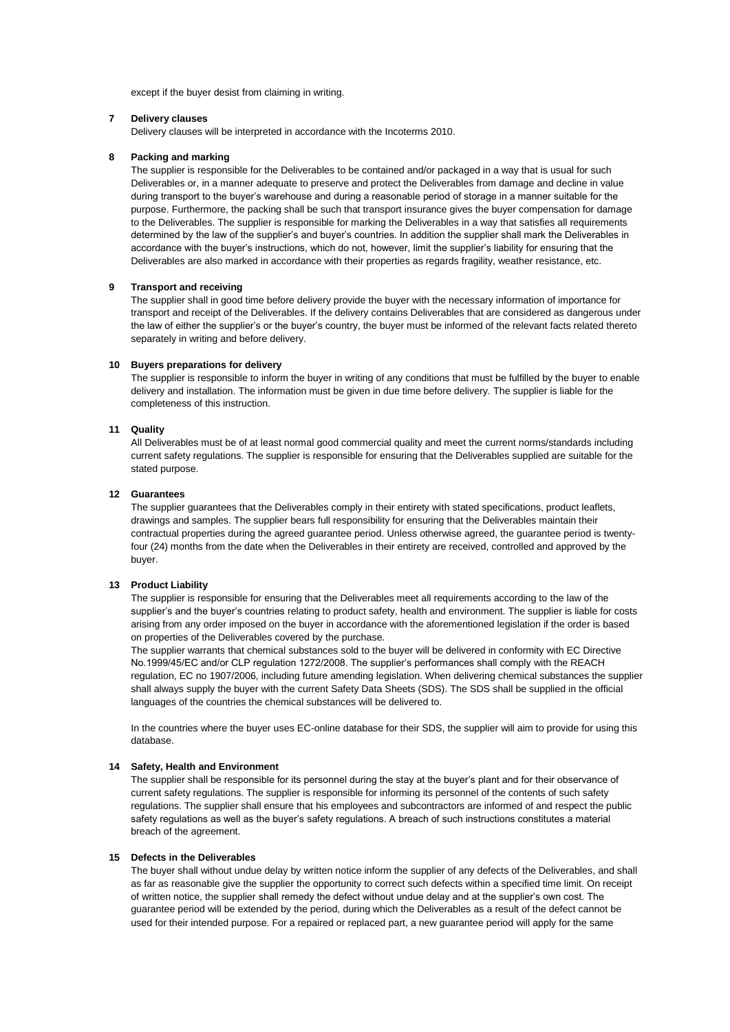except if the buyer desist from claiming in writing.

## 7 Delivery clauses

Delivery clauses will be interpreted in accordance with the Incoterms 2010.

## 8 Packing and marking

The supplier is responsible for the Deliverables to be contained and/or packaged in a way that is usual for such Deliverables or, in a manner adequate to preserve and protect the Deliverables from damage and decline in value during transport to the buyer's warehouse and during a reasonable period of storage in a manner suitable for the purpose. Furthermore, the packing shall be such that transport insurance gives the buyer compensation for damage to the Deliverables. The supplier is responsible for marking the Deliverables in a way that satisfies all requirements determined by the law of the supplier's and buyer's countries. In addition the supplier shall mark the Deliverables in accordance with the buyer's instructions, which do not, however, limit the supplier's liability for ensuring that the Deliverables are also marked in accordance with their properties as regards fragility, weather resistance, etc.

## 9 Transport and receiving

The supplier shall in good time before delivery provide the buyer with the necessary information of importance for transport and receipt of the Deliverables. If the delivery contains Deliverables that are considered as dangerous under the law of either the supplier's or the buyer's country, the buyer must be informed of the relevant facts related thereto separately in writing and before delivery.

## 10 Buyers preparations for delivery

The supplier is responsible to inform the buyer in writing of any conditions that must be fulfilled by the buyer to enable delivery and installation. The information must be given in due time before delivery. The supplier is liable for the completeness of this instruction.

## 11 Quality

All Deliverables must be of at least normal good commercial quality and meet the current norms/standards including current safety regulations. The supplier is responsible for ensuring that the Deliverables supplied are suitable for the stated purpose.

## 12 Guarantees

The supplier guarantees that the Deliverables comply in their entirety with stated specifications, product leaflets, drawings and samples. The supplier bears full responsibility for ensuring that the Deliverables maintain their contractual properties during the agreed guarantee period. Unless otherwise agreed, the guarantee period is twenty-four (24) months from the date when the Deliverables in their entirety are received, controlled and approved by the buyer.

## 13 Product Liability

The supplier is responsible for ensuring that the Deliverables meet all requirements according to the law of the supplier's and the buyer's countries relating to product safety, health and environment. The supplier is liable for costs arising from any order imposed on the buyer in accordance with the aforementioned legislation if the order is based on properties of the Deliverables covered by the purchase.

The supplier warrants that chemical substances sold to the buyer will be delivered in conformity with EC Directive No.1999/45/EC and/or CLP regulation 1272/2008. The supplier's performances shall comply with the REACH regulation, EC no 1907/2006, including future amending legislation. When delivering chemical substances the supplier shall always supply the buyer with the current Safety Data Sheets (SDS). The SDS shall be supplied in the official languages of the countries the chemical substances will be delivered to.

In the countries where the buyer uses EC-online database for their SDS, the supplier will aim to provide for using this database.

## 14 Safety, Health and Environment

The supplier shall be responsible for its personnel during the stay at the buyer's plant and for their observance of current safety regulations. The supplier is responsible for informing its personnel of the contents of such safety regulations. The supplier shall ensure that his employees and subcontractors are informed of and respect the public safety regulations as well as the buyer's safety regulations. A breach of such instructions constitutes a material breach of the agreement.

## 15 Defects in the Deliverables

The buyer shall without undue delay by written notice inform the supplier of any defects of the Deliverables, and shall as far as reasonable give the supplier the opportunity to correct such defects within a specified time limit. On receipt of written notice, the supplier shall remedy the defect without undue delay and at the supplier's own cost. The guarantee period will be extended by the period, during which the Deliverables as a result of the defect cannot be used for their intended purpose. For a repaired or replaced part, a new guarantee period will apply for the same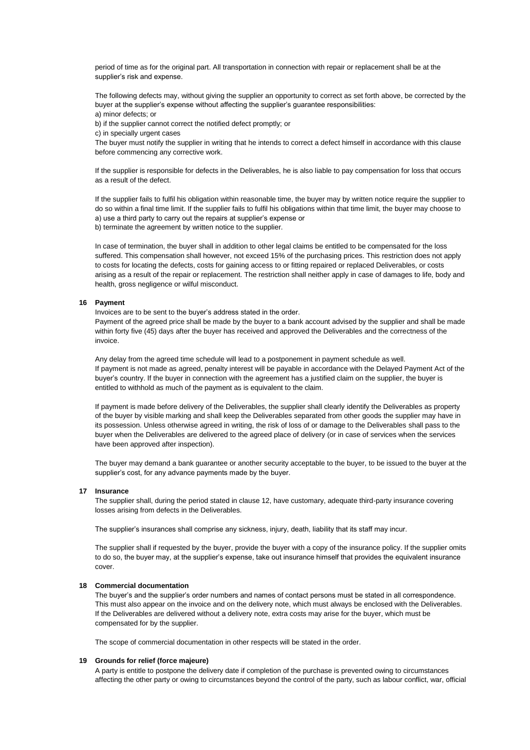period of time as for the original part. All transportation in connection with repair or replacement shall be at the supplier's risk and expense.

The following defects may, without giving the supplier an opportunity to correct as set forth above, be corrected by the buyer at the supplier's expense without affecting the supplier's guarantee responsibilities:
a) minor defects; or
b) if the supplier cannot correct the notified defect promptly; or
c) in specially urgent cases
The buyer must notify the supplier in writing that he intends to correct a defect himself in accordance with this clause before commencing any corrective work.

If the supplier is responsible for defects in the Deliverables, he is also liable to pay compensation for loss that occurs as a result of the defect.

If the supplier fails to fulfil his obligation within reasonable time, the buyer may by written notice require the supplier to do so within a final time limit. If the supplier fails to fulfil his obligations within that time limit, the buyer may choose to
a) use a third party to carry out the repairs at supplier's expense or
b) terminate the agreement by written notice to the supplier.

In case of termination, the buyer shall in addition to other legal claims be entitled to be compensated for the loss suffered. This compensation shall however, not exceed 15% of the purchasing prices. This restriction does not apply to costs for locating the defects, costs for gaining access to or fitting repaired or replaced Deliverables, or costs arising as a result of the repair or replacement. The restriction shall neither apply in case of damages to life, body and health, gross negligence or wilful misconduct.

## 16 Payment

Invoices are to be sent to the buyer's address stated in the order.
Payment of the agreed price shall be made by the buyer to a bank account advised by the supplier and shall be made within forty five (45) days after the buyer has received and approved the Deliverables and the correctness of the invoice.

Any delay from the agreed time schedule will lead to a postponement in payment schedule as well.
If payment is not made as agreed, penalty interest will be payable in accordance with the Delayed Payment Act of the buyer's country. If the buyer in connection with the agreement has a justified claim on the supplier, the buyer is entitled to withhold as much of the payment as is equivalent to the claim.

If payment is made before delivery of the Deliverables, the supplier shall clearly identify the Deliverables as property of the buyer by visible marking and shall keep the Deliverables separated from other goods the supplier may have in its possession. Unless otherwise agreed in writing, the risk of loss of or damage to the Deliverables shall pass to the buyer when the Deliverables are delivered to the agreed place of delivery (or in case of services when the services have been approved after inspection).

The buyer may demand a bank guarantee or another security acceptable to the buyer, to be issued to the buyer at the supplier's cost, for any advance payments made by the buyer.

## 17 Insurance

The supplier shall, during the period stated in clause 12, have customary, adequate third-party insurance covering losses arising from defects in the Deliverables.

The supplier's insurances shall comprise any sickness, injury, death, liability that its staff may incur.

The supplier shall if requested by the buyer, provide the buyer with a copy of the insurance policy. If the supplier omits to do so, the buyer may, at the supplier's expense, take out insurance himself that provides the equivalent insurance cover.

## 18 Commercial documentation

The buyer's and the supplier's order numbers and names of contact persons must be stated in all correspondence. This must also appear on the invoice and on the delivery note, which must always be enclosed with the Deliverables. If the Deliverables are delivered without a delivery note, extra costs may arise for the buyer, which must be compensated for by the supplier.

The scope of commercial documentation in other respects will be stated in the order.

## 19 Grounds for relief (force majeure)

A party is entite to postpone the delivery date if completion of the purchase is prevented owing to circumstances affecting the other party or owing to circumstances beyond the control of the party, such as labour conflict, war, official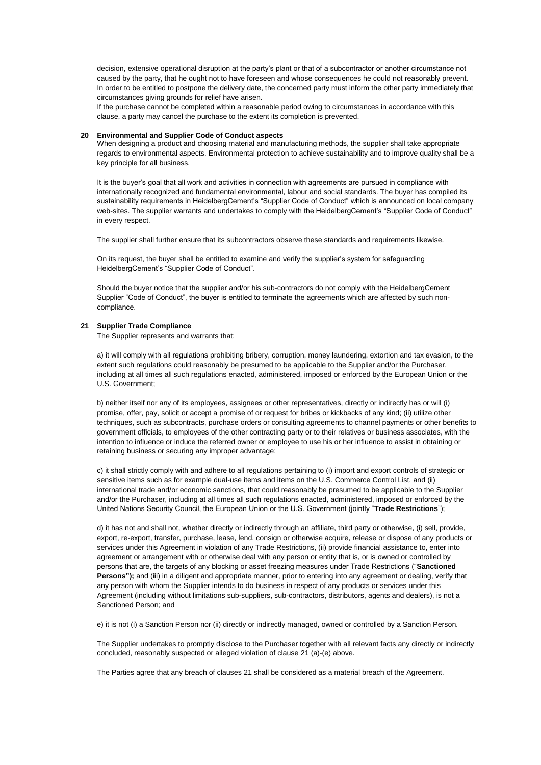decision, extensive operational disruption at the party's plant or that of a subcontractor or another circumstance not caused by the party, that he ought not to have foreseen and whose consequences he could not reasonably prevent. In order to be entitled to postpone the delivery date, the concerned party must inform the other party immediately that circumstances giving grounds for relief have arisen.

If the purchase cannot be completed within a reasonable period owing to circumstances in accordance with this clause, a party may cancel the purchase to the extent its completion is prevented.

## 20 Environmental and Supplier Code of Conduct aspects

When designing a product and choosing material and manufacturing methods, the supplier shall take appropriate regards to environmental aspects. Environmental protection to achieve sustainability and to improve quality shall be a key principle for all business.

It is the buyer's goal that all work and activities in connection with agreements are pursued in compliance with internationally recognized and fundamental environmental, labour and social standards. The buyer has compiled its sustainability requirements in HeidelbergCement's "Supplier Code of Conduct" which is announced on local company web-sites. The supplier warrants and undertakes to comply with the HeidelbergCement's "Supplier Code of Conduct" in every respect.

The supplier shall further ensure that its subcontractors observe these standards and requirements likewise.

On its request, the buyer shall be entitled to examine and verify the supplier's system for safeguarding HeidelbergCement's "Supplier Code of Conduct".

Should the buyer notice that the supplier and/or his sub-contractors do not comply with the HeidelbergCement Supplier "Code of Conduct", the buyer is entitled to terminate the agreements which are affected by such non-compliance.

## 21 Supplier Trade Compliance

The Supplier represents and warrants that:

a) it will comply with all regulations prohibiting bribery, corruption, money laundering, extortion and tax evasion, to the extent such regulations could reasonably be presumed to be applicable to the Supplier and/or the Purchaser, including at all times all such regulations enacted, administered, imposed or enforced by the European Union or the U.S. Government;

b) neither itself nor any of its employees, assignees or other representatives, directly or indirectly has or will (i) promise, offer, pay, solicit or accept a promise of or request for bribes or kickbacks of any kind; (ii) utilize other techniques, such as subcontracts, purchase orders or consulting agreements to channel payments or other benefits to government officials, to employees of the other contracting party or to their relatives or business associates, with the intention to influence or induce the referred owner or employee to use his or her influence to assist in obtaining or retaining business or securing any improper advantage;

c) it shall strictly comply with and adhere to all regulations pertaining to (i) import and export controls of strategic or sensitive items such as for example dual-use items and items on the U.S. Commerce Control List, and (ii) international trade and/or economic sanctions, that could reasonably be presumed to be applicable to the Supplier and/or the Purchaser, including at all times all such regulations enacted, administered, imposed or enforced by the United Nations Security Council, the European Union or the U.S. Government (jointly "**Trade Restrictions**");

d) it has not and shall not, whether directly or indirectly through an affiliate, third party or otherwise, (i) sell, provide, export, re-export, transfer, purchase, lease, lend, consign or otherwise acquire, release or dispose of any products or services under this Agreement in violation of any Trade Restrictions, (ii) provide financial assistance to, enter into agreement or arrangement with or otherwise deal with any person or entity that is, or is owned or controlled by persons that are, the targets of any blocking or asset freezing measures under Trade Restrictions ("**Sanctioned Persons");** and (iii) in a diligent and appropriate manner, prior to entering into any agreement or dealing, verify that any person with whom the Supplier intends to do business in respect of any products or services under this Agreement (including without limitations sub-suppliers, sub-contractors, distributors, agents and dealers), is not a Sanctioned Person; and

e) it is not (i) a Sanction Person nor (ii) directly or indirectly managed, owned or controlled by a Sanction Person.

The Supplier undertakes to promptly disclose to the Purchaser together with all relevant facts any directly or indirectly concluded, reasonably suspected or alleged violation of clause 21 (a)-(e) above.

The Parties agree that any breach of clauses 21 shall be considered as a material breach of the Agreement.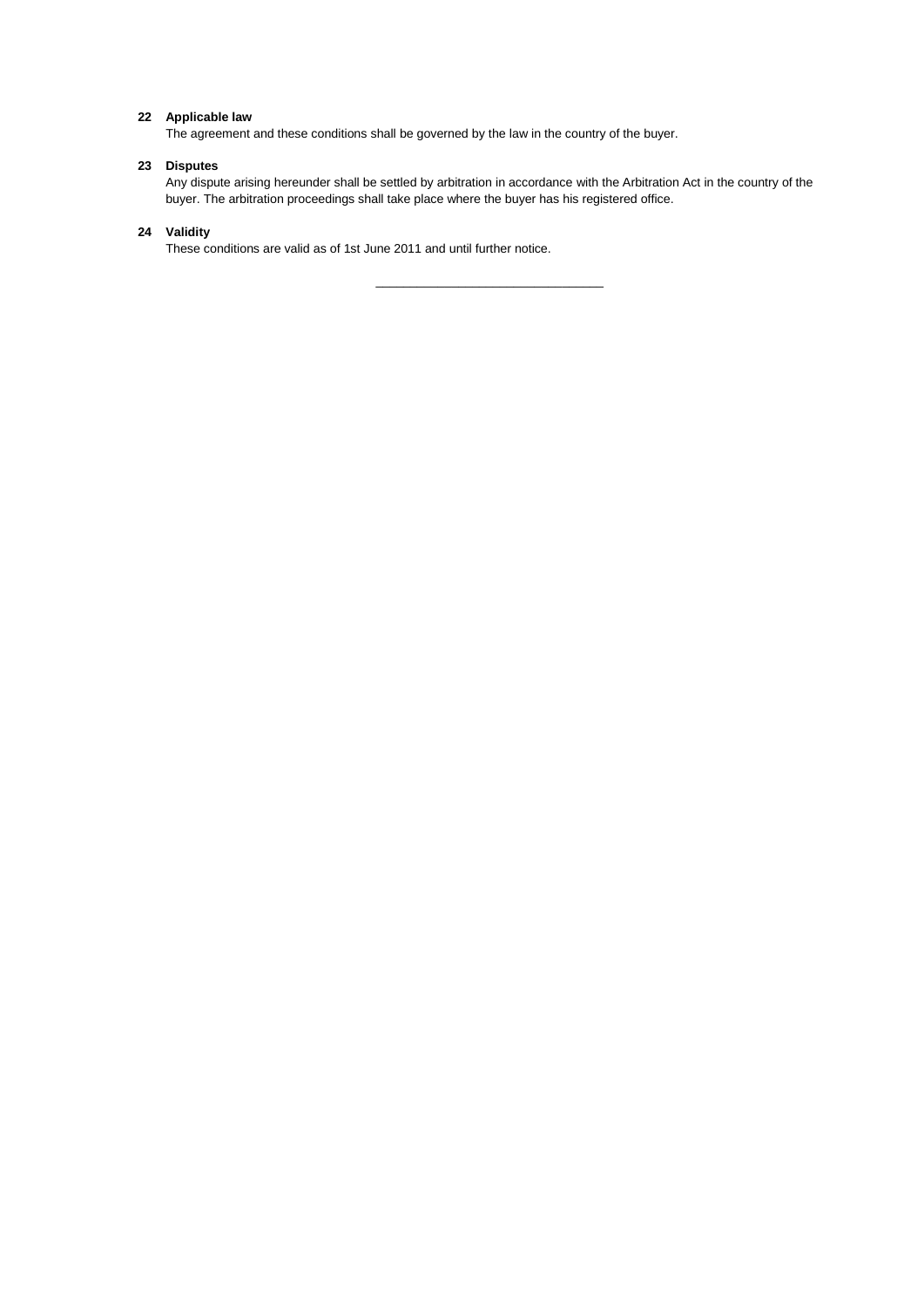**22 Applicable law**

The agreement and these conditions shall be governed by the law in the country of the buyer.

**23 Disputes**

Any dispute arising hereunder shall be settled by arbitration in accordance with the Arbitration Act in the country of the buyer. The arbitration proceedings shall take place where the buyer has his registered office.

**24 Validity**

These conditions are valid as of 1st June 2011 and until further notice.

---